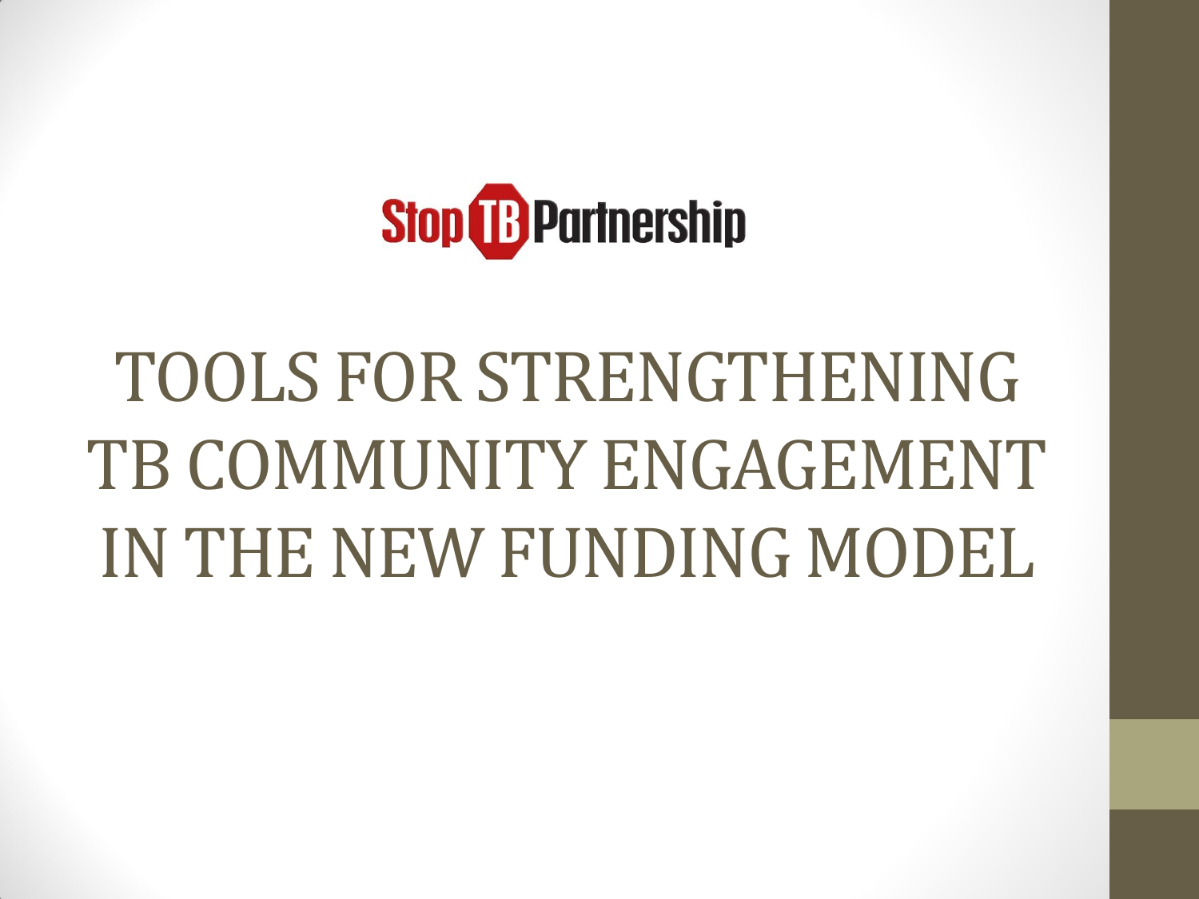Stop TB Partnership

# TOOLS FOR STRENGTHENING TB COMMUNITY ENGAGEMENT IN THE NEW FUNDING MODEL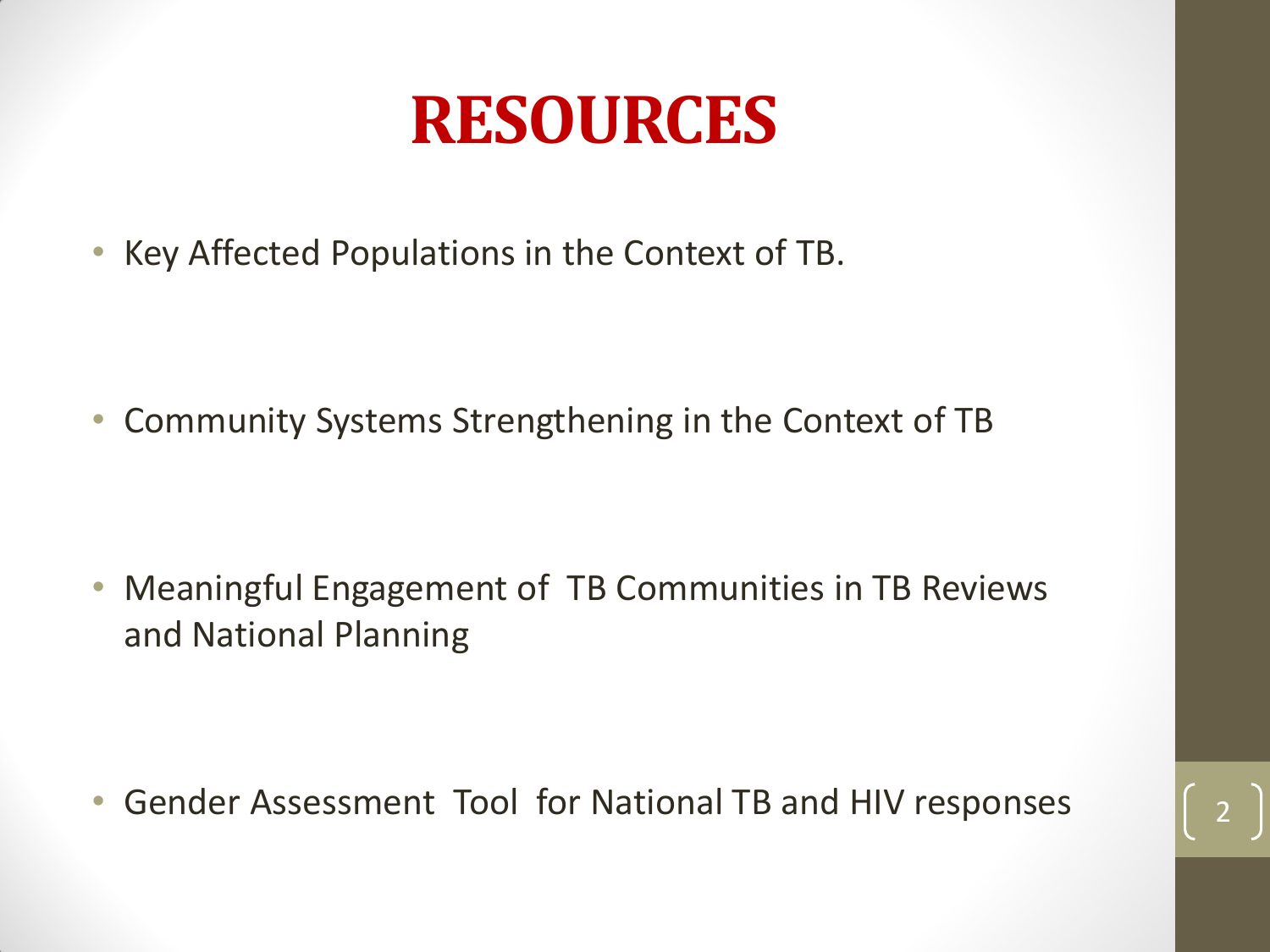# RESOURCES

- Key Affected Populations in the Context of TB.
- Community Systems Strengthening in the Context of TB
- Meaningful Engagement of TB Communities in TB Reviews and National Planning
- Gender Assessment Tool for National TB and HIV responses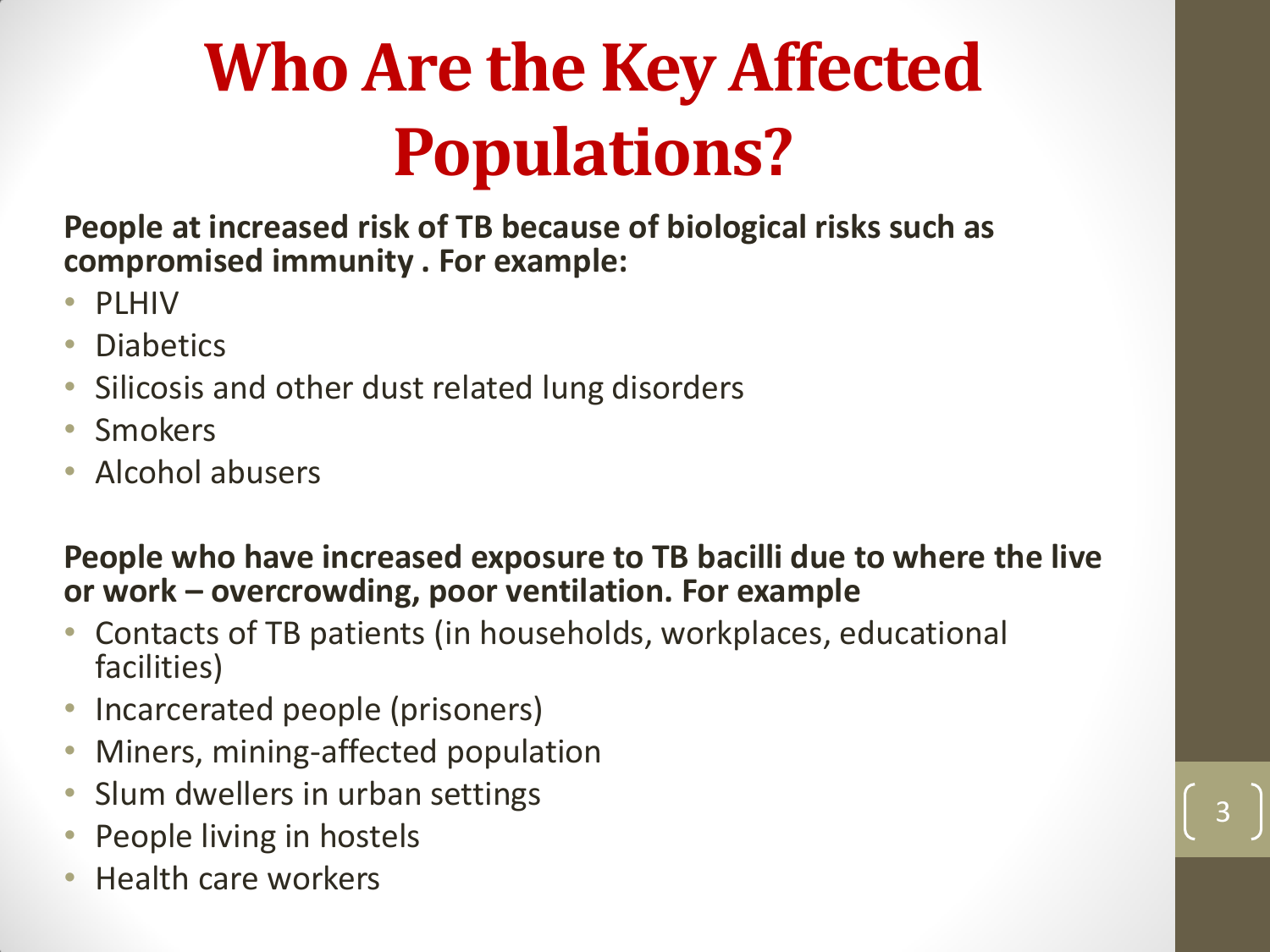# Who Are the Key Affected Populations?

**People at increased risk of TB because of biological risks such as compromised immunity . For example:**

- PLHIV
- Diabetics
- Silicosis and other dust related lung disorders
- Smokers
- Alcohol abusers

**People who have increased exposure to TB bacilli due to where the live or work – overcrowding, poor ventilation. For example**

- Contacts of TB patients (in households, workplaces, educational facilities)
- Incarcerated people (prisoners)
- Miners, mining-affected population
- Slum dwellers in urban settings
- People living in hostels
- Health care workers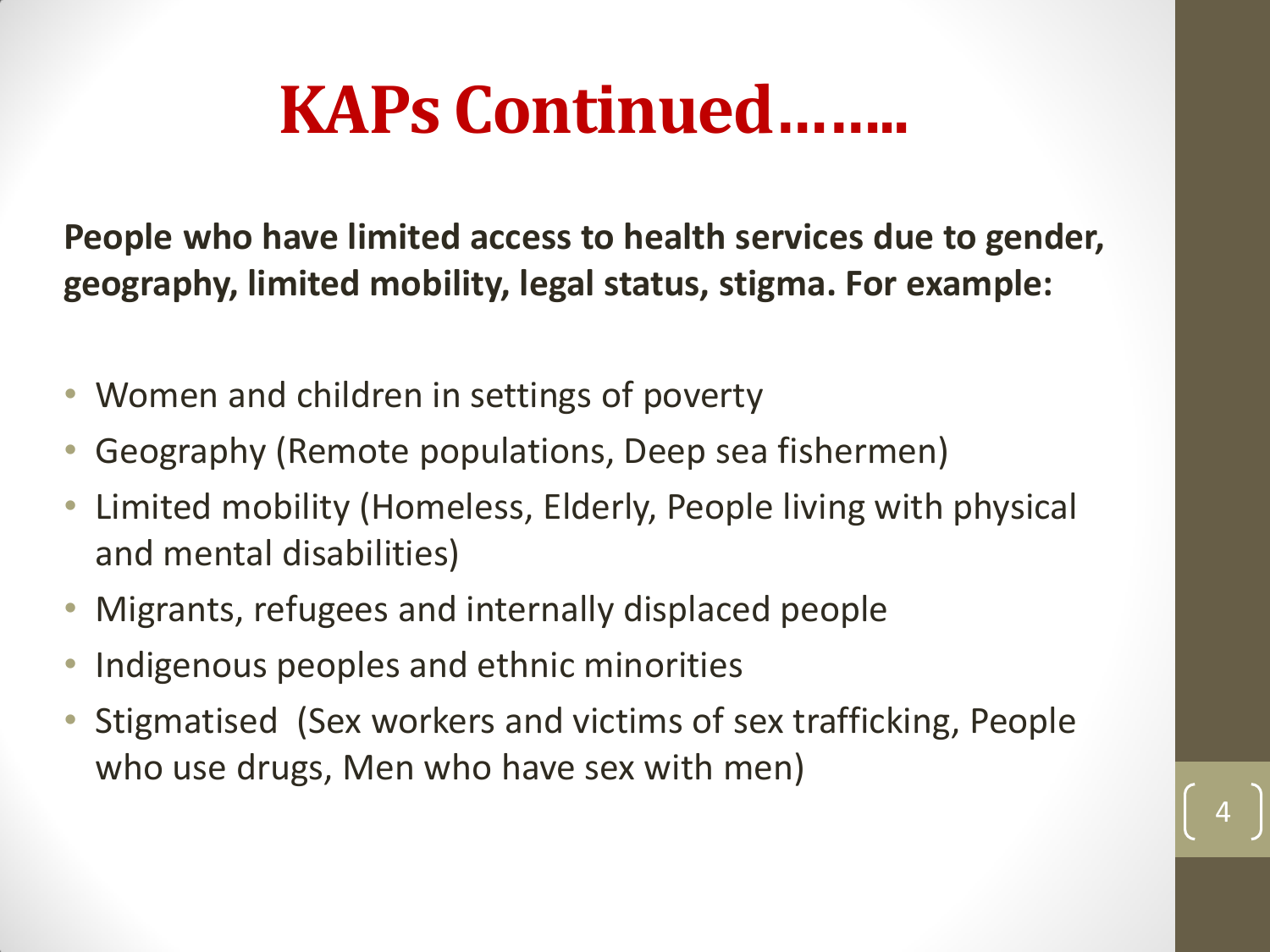# KAPs Continued……..

**People who have limited access to health services due to gender, geography, limited mobility, legal status, stigma. For example:**

- Women and children in settings of poverty
- Geography (Remote populations, Deep sea fishermen)
- Limited mobility (Homeless, Elderly, People living with physical and mental disabilities)
- Migrants, refugees and internally displaced people
- Indigenous peoples and ethnic minorities
- Stigmatised (Sex workers and victims of sex trafficking, People who use drugs, Men who have sex with men)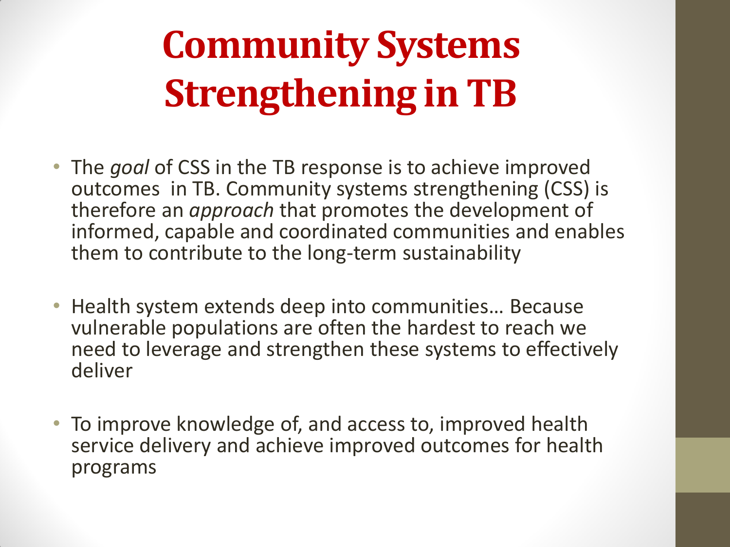# Community Systems Strengthening in TB

- The *goal* of CSS in the TB response is to achieve improved outcomes in TB. Community systems strengthening (CSS) is therefore an *approach* that promotes the development of informed, capable and coordinated communities and enables them to contribute to the long-term sustainability

- Health system extends deep into communities… Because vulnerable populations are often the hardest to reach we need to leverage and strengthen these systems to effectively deliver

- To improve knowledge of, and access to, improved health service delivery and achieve improved outcomes for health programs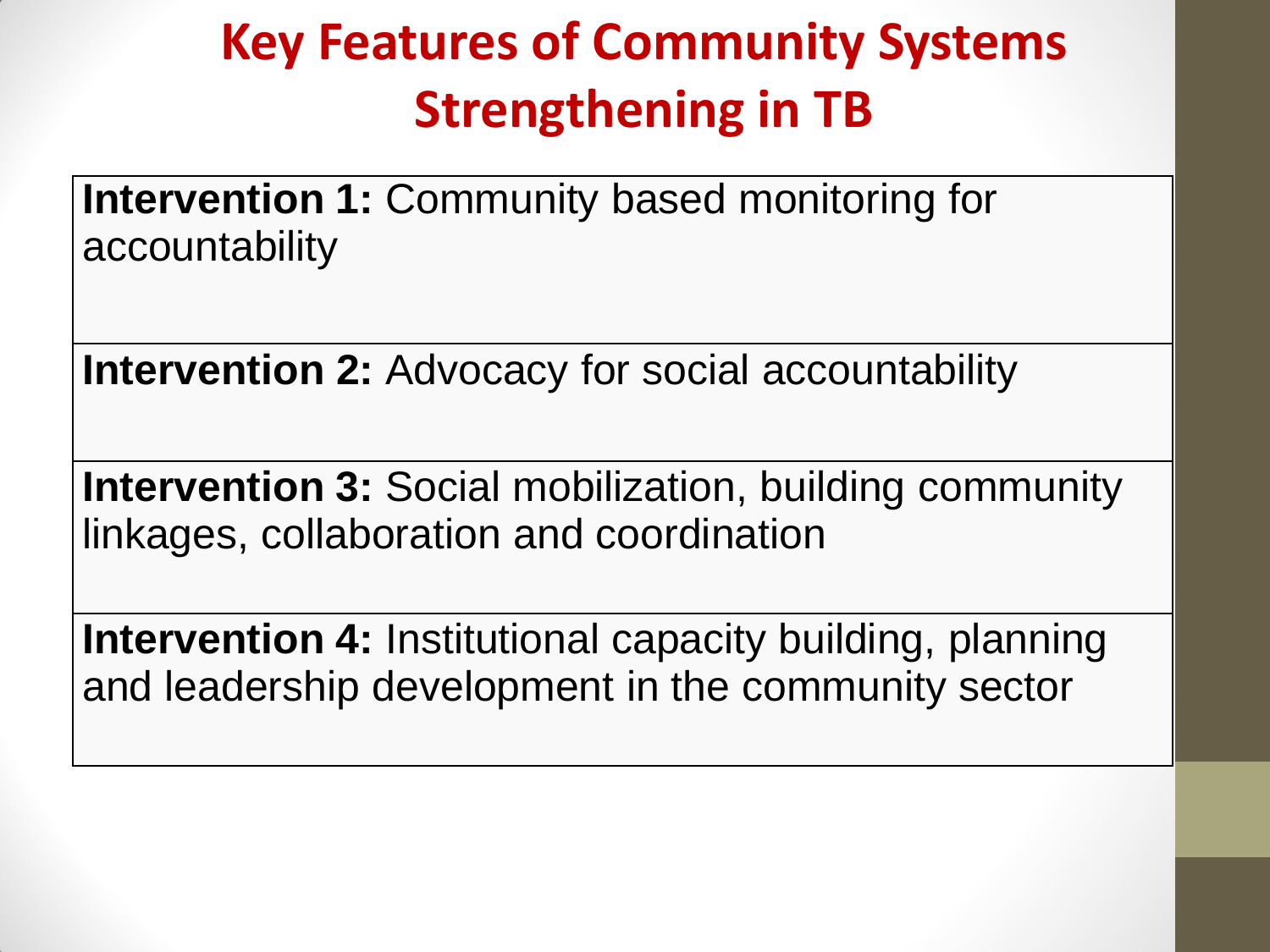# Key Features of Community Systems Strengthening in TB

| |
|---|
| **Intervention 1:** Community based monitoring for accountability |
| **Intervention 2:** Advocacy for social accountability |
| **Intervention 3:** Social mobilization, building community linkages, collaboration and coordination |
| **Intervention 4:** Institutional capacity building, planning and leadership development in the community sector |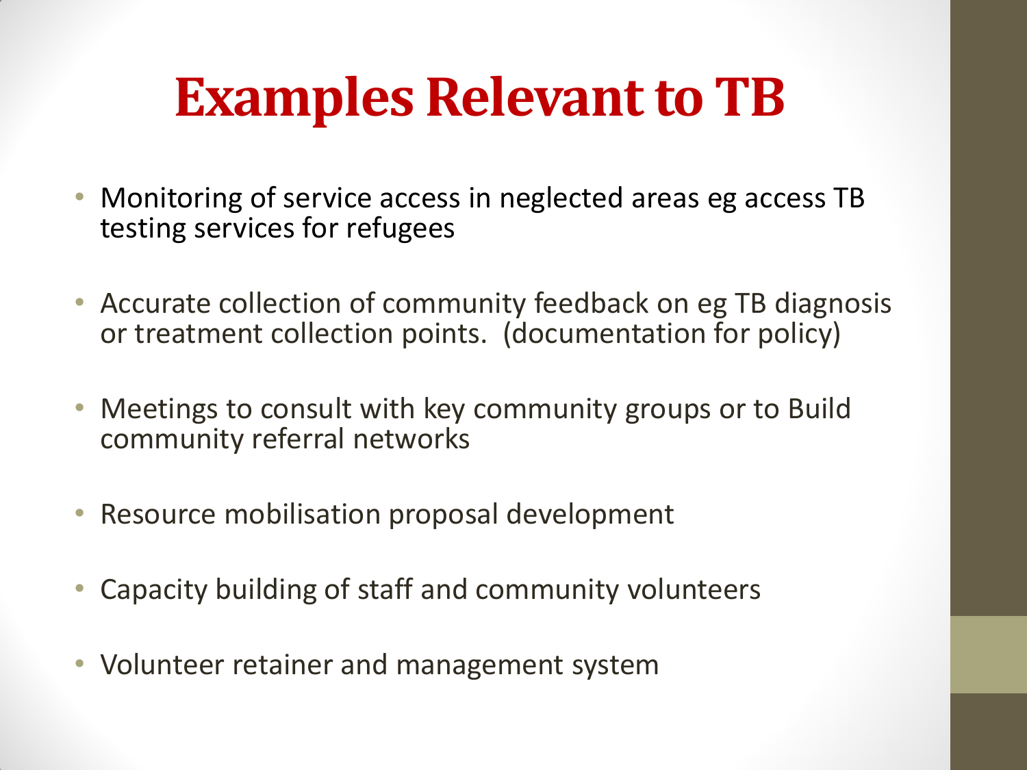# Examples Relevant to TB

- Monitoring of service access in neglected areas eg access TB testing services for refugees
- Accurate collection of community feedback on eg TB diagnosis or treatment collection points. (documentation for policy)
- Meetings to consult with key community groups or to Build community referral networks
- Resource mobilisation proposal development
- Capacity building of staff and community volunteers
- Volunteer retainer and management system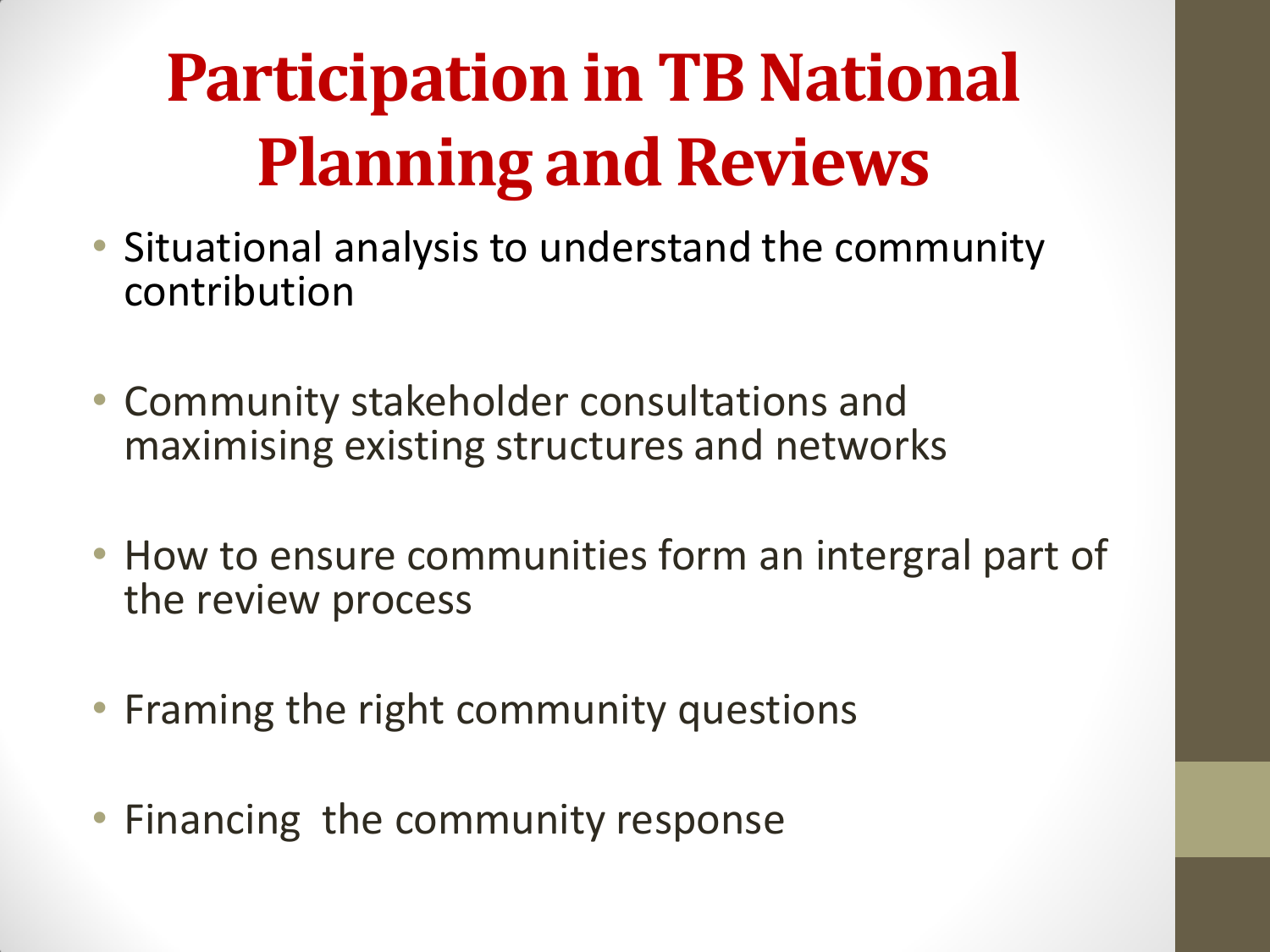# Participation in TB National Planning and Reviews

- Situational analysis to understand the community contribution
- Community stakeholder consultations and maximising existing structures and networks
- How to ensure communities form an intergral part of the review process
- Framing the right community questions
- Financing  the community response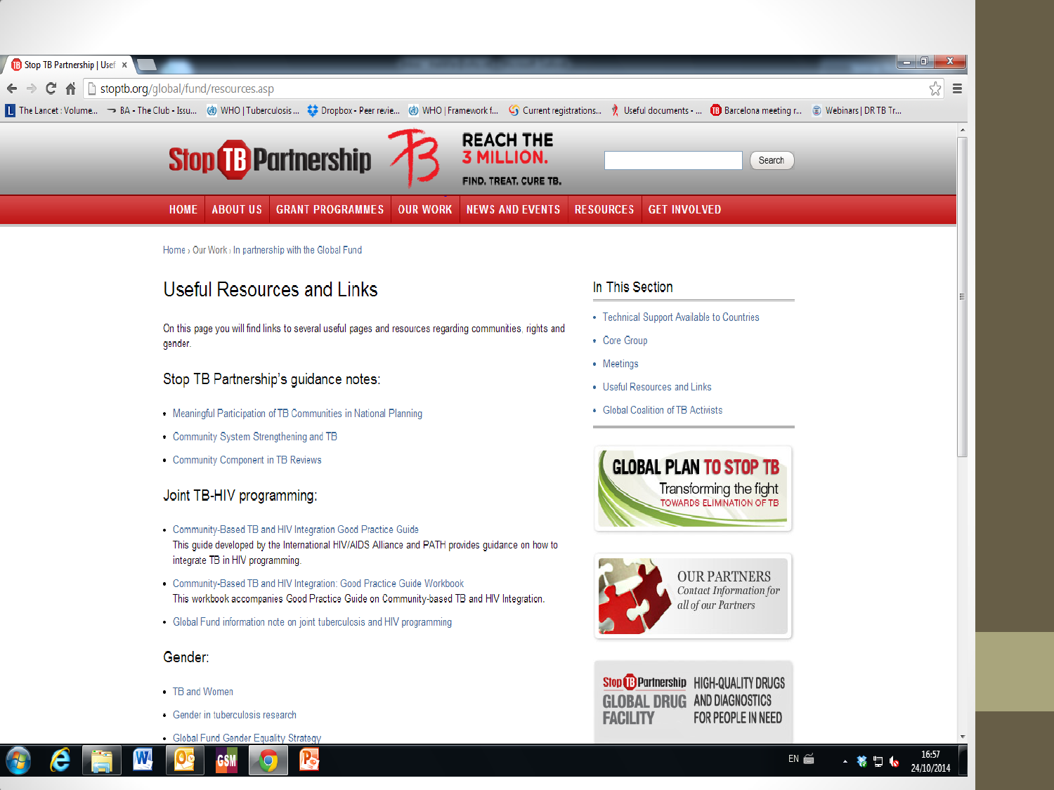Stop TB Partnership | Usef

stoptb.org/global/fund/resources.asp

The Lancet : Volume... BA - The Club - Issu... WHO | Tuberculosis ... Dropbox - Peer revie... WHO | Framework f... Current registrations... Useful documents - ... Barcelona meeting r... Webinars | DR TB Tr...

Stop TB Partnership

REACH THE 3 MILLION. FIND. TREAT. CURE TB.

Search

HOME | ABOUT US | GRANT PROGRAMMES | OUR WORK | NEWS AND EVENTS | RESOURCES | GET INVOLVED

Home › Our Work › In partnership with the Global Fund

# Useful Resources and Links

On this page you will find links to several useful pages and resources regarding communities, rights and gender.

## Stop TB Partnership's guidance notes:

- Meaningful Participation of TB Communities in National Planning
- Community System Strengthening and TB
- Community Component in TB Reviews

## Joint TB-HIV programming:

- Community-Based TB and HIV Integration Good Practice Guide
  This guide developed by the International HIV/AIDS Alliance and PATH provides guidance on how to integrate TB in HIV programming.
- Community-Based TB and HIV Integration: Good Practice Guide Workbook
  This workbook accompanies Good Practice Guide on Community-based TB and HIV Integration.
- Global Fund information note on joint tuberculosis and HIV programming

## Gender:

- TB and Women
- Gender in tuberculosis research
- Global Fund Gender Equality Strategy

## In This Section

- Technical Support Available to Countries
- Core Group
- Meetings
- Useful Resources and Links
- Global Coalition of TB Activists

GLOBAL PLAN TO STOP TB
Transforming the fight
TOWARDS ELIMINATION OF TB

OUR PARTNERS
*Contact Information for all of our Partners*

Stop TB Partnership GLOBAL DRUG FACILITY
HIGH-QUALITY DRUGS AND DIAGNOSTICS FOR PEOPLE IN NEED

EN 16:57 24/10/2014